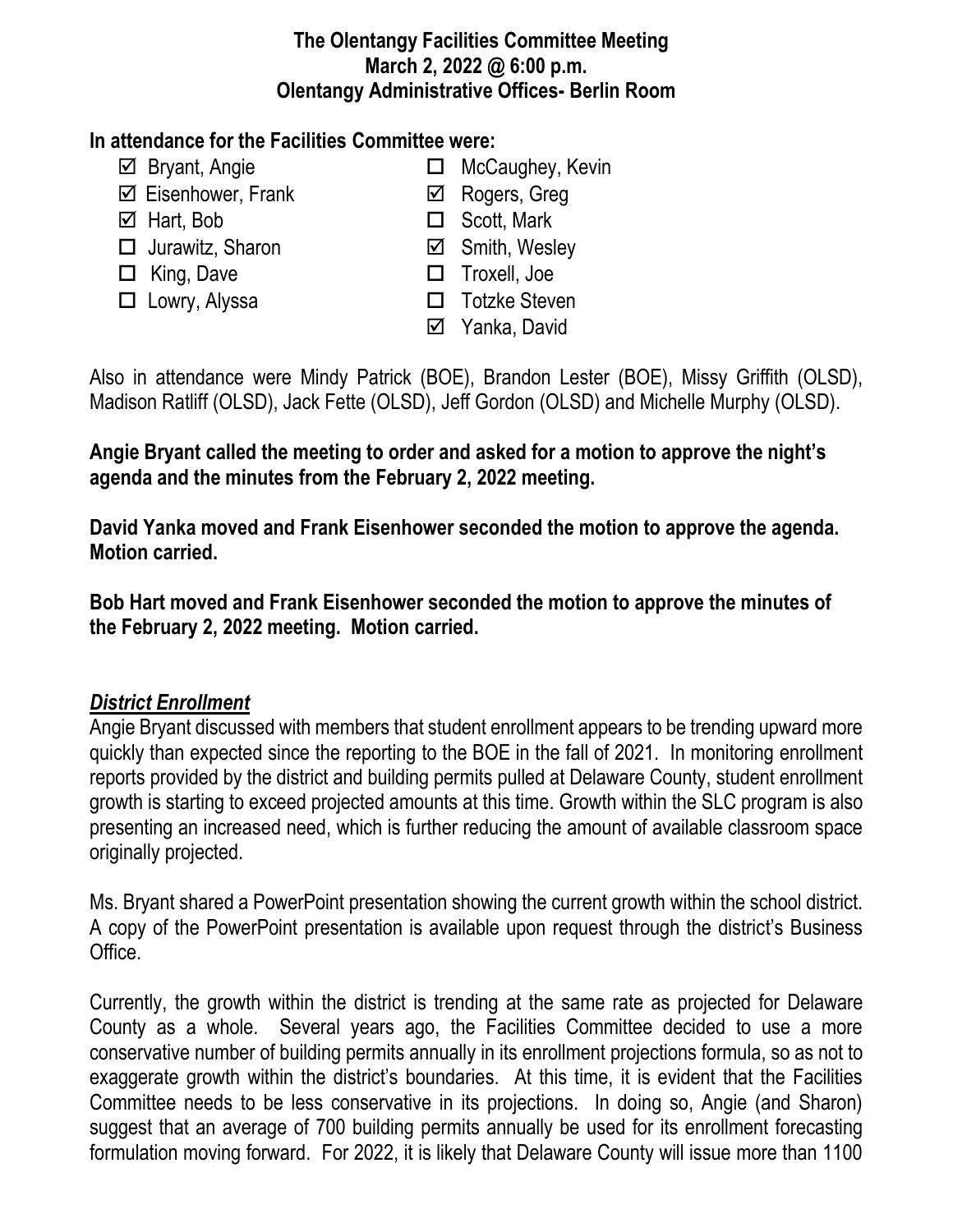**The Olentangy Facilities Committee Meeting**
**March 2, 2022 @ 6:00 p.m.**
**Olentangy Administrative Offices- Berlin Room**

**In attendance for the Facilities Committee were:**

- ☑ Bryant, Angie
- ☑ Eisenhower, Frank
- ☑ Hart, Bob
- ☐ Jurawitz, Sharon
- ☐ King, Dave
- ☐ Lowry, Alyssa
- ☐ McCaughey, Kevin
- ☑ Rogers, Greg
- ☐ Scott, Mark
- ☑ Smith, Wesley
- ☐ Troxell, Joe
- ☐ Totzke Steven
- ☑ Yanka, David

Also in attendance were Mindy Patrick (BOE), Brandon Lester (BOE), Missy Griffith (OLSD), Madison Ratliff (OLSD), Jack Fette (OLSD), Jeff Gordon (OLSD) and Michelle Murphy (OLSD).

**Angie Bryant called the meeting to order and asked for a motion to approve the night's agenda and the minutes from the February 2, 2022 meeting.**

**David Yanka moved and Frank Eisenhower seconded the motion to approve the agenda. Motion carried.**

**Bob Hart moved and Frank Eisenhower seconded the motion to approve the minutes of the February 2, 2022 meeting. Motion carried.**

***District Enrollment***

Angie Bryant discussed with members that student enrollment appears to be trending upward more quickly than expected since the reporting to the BOE in the fall of 2021. In monitoring enrollment reports provided by the district and building permits pulled at Delaware County, student enrollment growth is starting to exceed projected amounts at this time. Growth within the SLC program is also presenting an increased need, which is further reducing the amount of available classroom space originally projected.

Ms. Bryant shared a PowerPoint presentation showing the current growth within the school district. A copy of the PowerPoint presentation is available upon request through the district's Business Office.

Currently, the growth within the district is trending at the same rate as projected for Delaware County as a whole. Several years ago, the Facilities Committee decided to use a more conservative number of building permits annually in its enrollment projections formula, so as not to exaggerate growth within the district's boundaries. At this time, it is evident that the Facilities Committee needs to be less conservative in its projections. In doing so, Angie (and Sharon) suggest that an average of 700 building permits annually be used for its enrollment forecasting formulation moving forward. For 2022, it is likely that Delaware County will issue more than 1100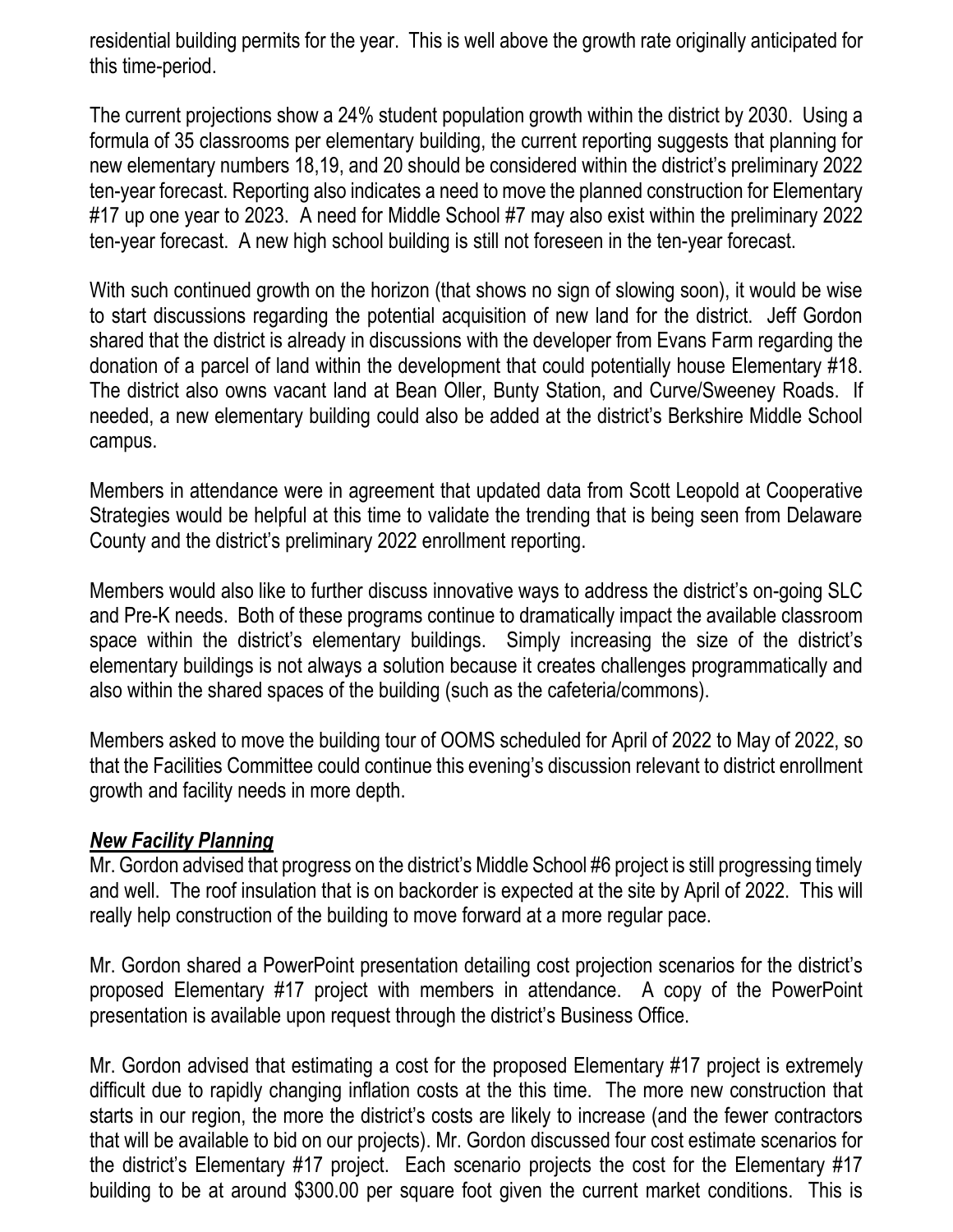residential building permits for the year. This is well above the growth rate originally anticipated for this time-period.

The current projections show a 24% student population growth within the district by 2030. Using a formula of 35 classrooms per elementary building, the current reporting suggests that planning for new elementary numbers 18,19, and 20 should be considered within the district's preliminary 2022 ten-year forecast. Reporting also indicates a need to move the planned construction for Elementary #17 up one year to 2023. A need for Middle School #7 may also exist within the preliminary 2022 ten-year forecast. A new high school building is still not foreseen in the ten-year forecast.

With such continued growth on the horizon (that shows no sign of slowing soon), it would be wise to start discussions regarding the potential acquisition of new land for the district. Jeff Gordon shared that the district is already in discussions with the developer from Evans Farm regarding the donation of a parcel of land within the development that could potentially house Elementary #18. The district also owns vacant land at Bean Oller, Bunty Station, and Curve/Sweeney Roads. If needed, a new elementary building could also be added at the district's Berkshire Middle School campus.

Members in attendance were in agreement that updated data from Scott Leopold at Cooperative Strategies would be helpful at this time to validate the trending that is being seen from Delaware County and the district's preliminary 2022 enrollment reporting.

Members would also like to further discuss innovative ways to address the district's on-going SLC and Pre-K needs. Both of these programs continue to dramatically impact the available classroom space within the district's elementary buildings. Simply increasing the size of the district's elementary buildings is not always a solution because it creates challenges programmatically and also within the shared spaces of the building (such as the cafeteria/commons).

Members asked to move the building tour of OOMS scheduled for April of 2022 to May of 2022, so that the Facilities Committee could continue this evening's discussion relevant to district enrollment growth and facility needs in more depth.

***New Facility Planning***

Mr. Gordon advised that progress on the district's Middle School #6 project is still progressing timely and well. The roof insulation that is on backorder is expected at the site by April of 2022. This will really help construction of the building to move forward at a more regular pace.

Mr. Gordon shared a PowerPoint presentation detailing cost projection scenarios for the district's proposed Elementary #17 project with members in attendance. A copy of the PowerPoint presentation is available upon request through the district's Business Office.

Mr. Gordon advised that estimating a cost for the proposed Elementary #17 project is extremely difficult due to rapidly changing inflation costs at the this time. The more new construction that starts in our region, the more the district's costs are likely to increase (and the fewer contractors that will be available to bid on our projects). Mr. Gordon discussed four cost estimate scenarios for the district's Elementary #17 project. Each scenario projects the cost for the Elementary #17 building to be at around $300.00 per square foot given the current market conditions. This is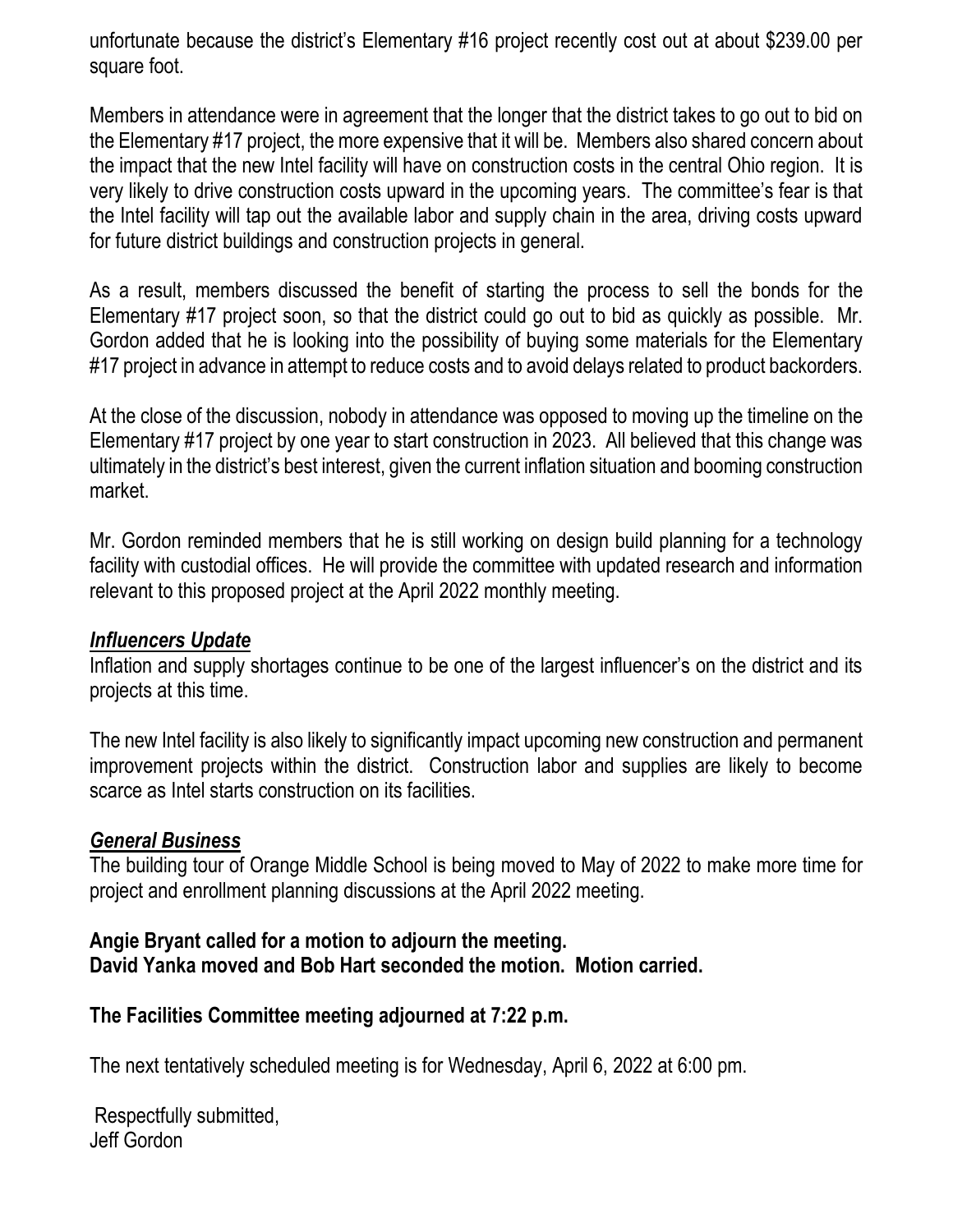unfortunate because the district's Elementary #16 project recently cost out at about $239.00 per square foot.

Members in attendance were in agreement that the longer that the district takes to go out to bid on the Elementary #17 project, the more expensive that it will be. Members also shared concern about the impact that the new Intel facility will have on construction costs in the central Ohio region. It is very likely to drive construction costs upward in the upcoming years. The committee's fear is that the Intel facility will tap out the available labor and supply chain in the area, driving costs upward for future district buildings and construction projects in general.

As a result, members discussed the benefit of starting the process to sell the bonds for the Elementary #17 project soon, so that the district could go out to bid as quickly as possible. Mr. Gordon added that he is looking into the possibility of buying some materials for the Elementary #17 project in advance in attempt to reduce costs and to avoid delays related to product backorders.

At the close of the discussion, nobody in attendance was opposed to moving up the timeline on the Elementary #17 project by one year to start construction in 2023. All believed that this change was ultimately in the district's best interest, given the current inflation situation and booming construction market.

Mr. Gordon reminded members that he is still working on design build planning for a technology facility with custodial offices. He will provide the committee with updated research and information relevant to this proposed project at the April 2022 monthly meeting.

***Influencers Update***

Inflation and supply shortages continue to be one of the largest influencer's on the district and its projects at this time.

The new Intel facility is also likely to significantly impact upcoming new construction and permanent improvement projects within the district. Construction labor and supplies are likely to become scarce as Intel starts construction on its facilities.

***General Business***

The building tour of Orange Middle School is being moved to May of 2022 to make more time for project and enrollment planning discussions at the April 2022 meeting.

**Angie Bryant called for a motion to adjourn the meeting.**
**David Yanka moved and Bob Hart seconded the motion. Motion carried.**

**The Facilities Committee meeting adjourned at 7:22 p.m.**

The next tentatively scheduled meeting is for Wednesday, April 6, 2022 at 6:00 pm.

Respectfully submitted,
Jeff Gordon